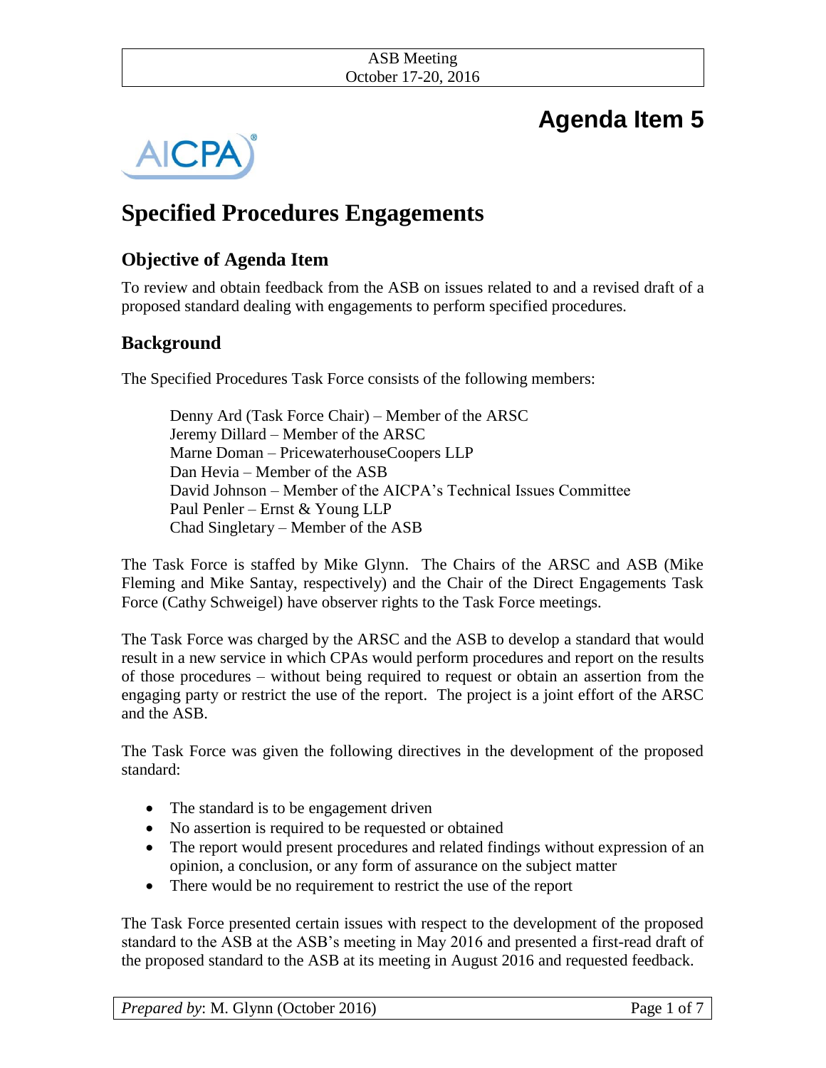# Agenda Item 5

# Specified Procedures Engagements

## Objective of Agenda Item

To review and obtain feedback from the ASB on issues related to and a revised draft of a proposed standard dealing with engagements to perform specified procedures.

## Background

The Specified Procedures Task Force consists of the following members:

Denny Ard (Task Force Chair) – Member of the ARSC
Jeremy Dillard – Member of the ARSC
Marne Doman – PricewaterhouseCoopers LLP
Dan Hevia – Member of the ASB
David Johnson – Member of the AICPA's Technical Issues Committee
Paul Penler – Ernst & Young LLP
Chad Singletary – Member of the ASB

The Task Force is staffed by Mike Glynn. The Chairs of the ARSC and ASB (Mike Fleming and Mike Santay, respectively) and the Chair of the Direct Engagements Task Force (Cathy Schweigel) have observer rights to the Task Force meetings.

The Task Force was charged by the ARSC and the ASB to develop a standard that would result in a new service in which CPAs would perform procedures and report on the results of those procedures – without being required to request or obtain an assertion from the engaging party or restrict the use of the report. The project is a joint effort of the ARSC and the ASB.

The Task Force was given the following directives in the development of the proposed standard:

- The standard is to be engagement driven
- No assertion is required to be requested or obtained
- The report would present procedures and related findings without expression of an opinion, a conclusion, or any form of assurance on the subject matter
- There would be no requirement to restrict the use of the report

The Task Force presented certain issues with respect to the development of the proposed standard to the ASB at the ASB's meeting in May 2016 and presented a first-read draft of the proposed standard to the ASB at its meeting in August 2016 and requested feedback.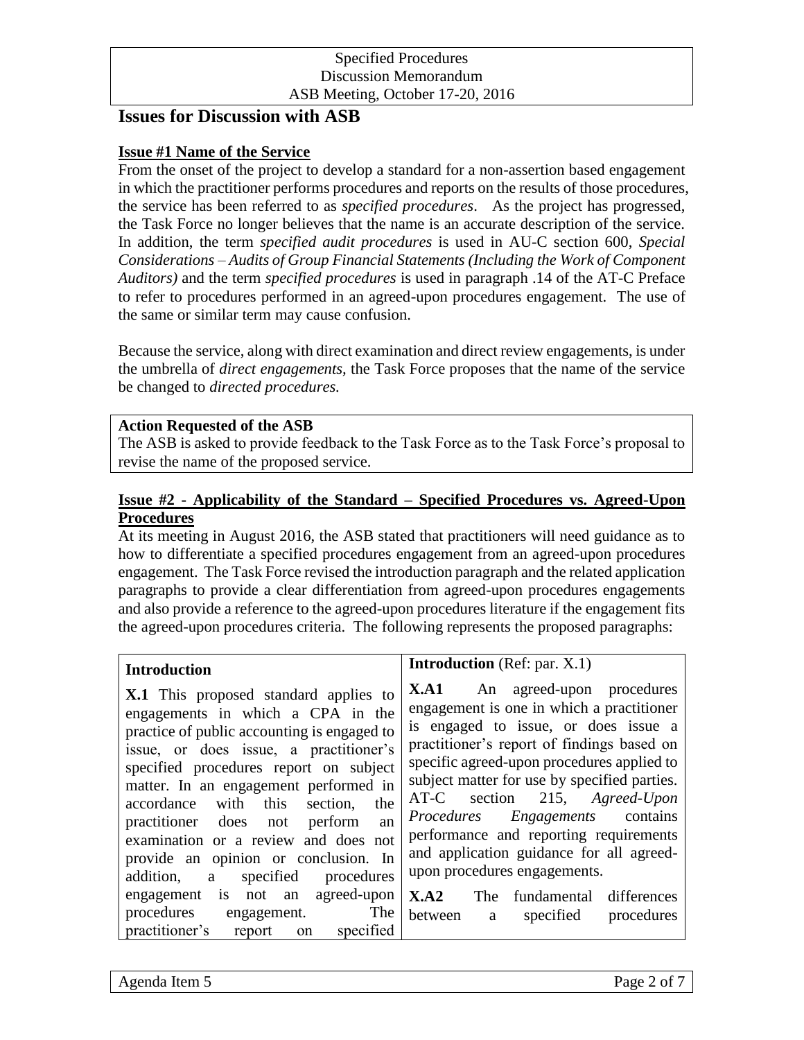## Issues for Discussion with ASB

**Issue #1 Name of the Service**

From the onset of the project to develop a standard for a non-assertion based engagement in which the practitioner performs procedures and reports on the results of those procedures, the service has been referred to as *specified procedures*. As the project has progressed, the Task Force no longer believes that the name is an accurate description of the service. In addition, the term *specified audit procedures* is used in AU-C section 600, *Special Considerations – Audits of Group Financial Statements (Including the Work of Component Auditors)* and the term *specified procedures* is used in paragraph .14 of the AT-C Preface to refer to procedures performed in an agreed-upon procedures engagement. The use of the same or similar term may cause confusion.

Because the service, along with direct examination and direct review engagements, is under the umbrella of *direct engagements*, the Task Force proposes that the name of the service be changed to *directed procedures*.

**Action Requested of the ASB**

The ASB is asked to provide feedback to the Task Force as to the Task Force's proposal to revise the name of the proposed service.

**Issue #2 - Applicability of the Standard – Specified Procedures vs. Agreed-Upon Procedures**

At its meeting in August 2016, the ASB stated that practitioners will need guidance as to how to differentiate a specified procedures engagement from an agreed-upon procedures engagement. The Task Force revised the introduction paragraph and the related application paragraphs to provide a clear differentiation from agreed-upon procedures engagements and also provide a reference to the agreed-upon procedures literature if the engagement fits the agreed-upon procedures criteria. The following represents the proposed paragraphs:

| **Introduction** | **Introduction** (Ref: par. X.1) |
|---|---|
| **X.1** This proposed standard applies to engagements in which a CPA in the practice of public accounting is engaged to issue, or does issue, a practitioner's specified procedures report on subject matter. In an engagement performed in accordance with this section, the practitioner does not perform an examination or a review and does not provide an opinion or conclusion. In addition, a specified procedures engagement is not an agreed-upon procedures engagement. The practitioner's report on specified | **X.A1** An agreed-upon procedures engagement is one in which a practitioner is engaged to issue, or does issue a practitioner's report of findings based on specific agreed-upon procedures applied to subject matter for use by specified parties. AT-C section 215, *Agreed-Upon Procedures Engagements* contains performance and reporting requirements and application guidance for all agreed-upon procedures engagements.<br><br>**X.A2** The fundamental differences between a specified procedures |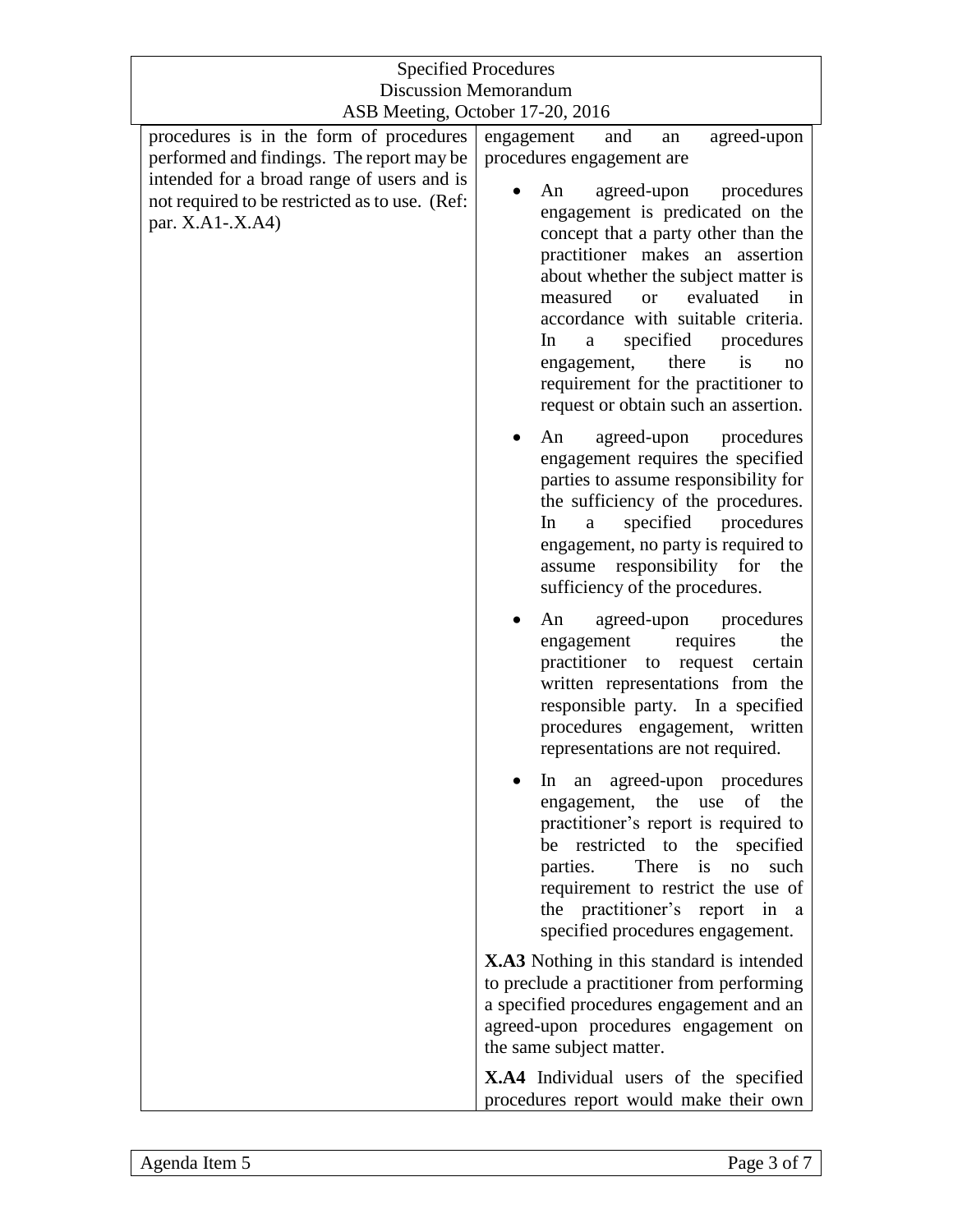| | |
|---|---|
| procedures is in the form of procedures performed and findings. The report may be intended for a broad range of users and is not required to be restricted as to use. (Ref: par. X.A1-.X.A4) | engagement and an agreed-upon procedures engagement are<br><br>• An agreed-upon procedures engagement is predicated on the concept that a party other than the practitioner makes an assertion about whether the subject matter is measured or evaluated in accordance with suitable criteria. In a specified procedures engagement, there is no requirement for the practitioner to request or obtain such an assertion.<br><br>• An agreed-upon procedures engagement requires the specified parties to assume responsibility for the sufficiency of the procedures. In a specified procedures engagement, no party is required to assume responsibility for the sufficiency of the procedures.<br><br>• An agreed-upon procedures engagement requires the practitioner to request certain written representations from the responsible party. In a specified procedures engagement, written representations are not required.<br><br>• In an agreed-upon procedures engagement, the use of the practitioner's report is required to be restricted to the specified parties. There is no such requirement to restrict the use of the practitioner's report in a specified procedures engagement.<br><br>**X.A3** Nothing in this standard is intended to preclude a practitioner from performing a specified procedures engagement and an agreed-upon procedures engagement on the same subject matter.<br><br>**X.A4** Individual users of the specified procedures report would make their own |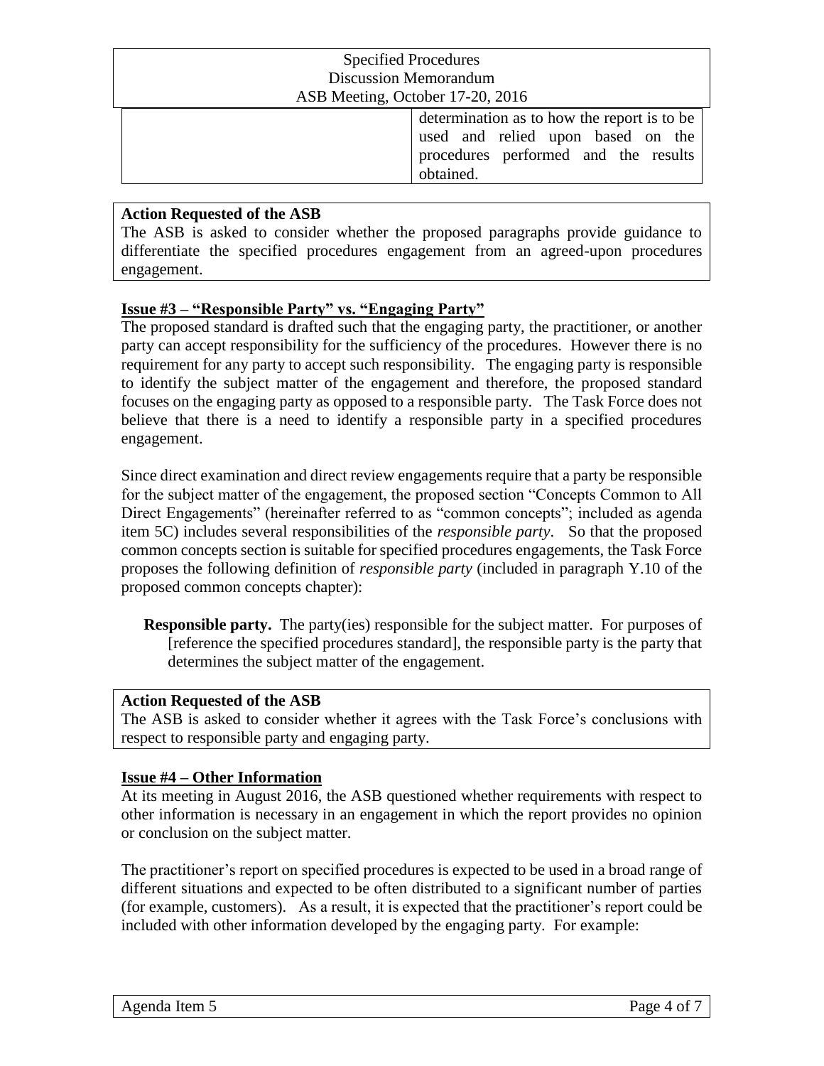| | |
|---|---|
| | determination as to how the report is to be used and relied upon based on the procedures performed and the results obtained. |

**Action Requested of the ASB**
The ASB is asked to consider whether the proposed paragraphs provide guidance to differentiate the specified procedures engagement from an agreed-upon procedures engagement.

## Issue #3 – "Responsible Party" vs. "Engaging Party"

The proposed standard is drafted such that the engaging party, the practitioner, or another party can accept responsibility for the sufficiency of the procedures. However there is no requirement for any party to accept such responsibility. The engaging party is responsible to identify the subject matter of the engagement and therefore, the proposed standard focuses on the engaging party as opposed to a responsible party. The Task Force does not believe that there is a need to identify a responsible party in a specified procedures engagement.

Since direct examination and direct review engagements require that a party be responsible for the subject matter of the engagement, the proposed section "Concepts Common to All Direct Engagements" (hereinafter referred to as "common concepts"; included as agenda item 5C) includes several responsibilities of the *responsible party*. So that the proposed common concepts section is suitable for specified procedures engagements, the Task Force proposes the following definition of *responsible party* (included in paragraph Y.10 of the proposed common concepts chapter):

> **Responsible party.** The party(ies) responsible for the subject matter. For purposes of [reference the specified procedures standard], the responsible party is the party that determines the subject matter of the engagement.

**Action Requested of the ASB**
The ASB is asked to consider whether it agrees with the Task Force's conclusions with respect to responsible party and engaging party.

## Issue #4 – Other Information

At its meeting in August 2016, the ASB questioned whether requirements with respect to other information is necessary in an engagement in which the report provides no opinion or conclusion on the subject matter.

The practitioner's report on specified procedures is expected to be used in a broad range of different situations and expected to be often distributed to a significant number of parties (for example, customers). As a result, it is expected that the practitioner's report could be included with other information developed by the engaging party. For example: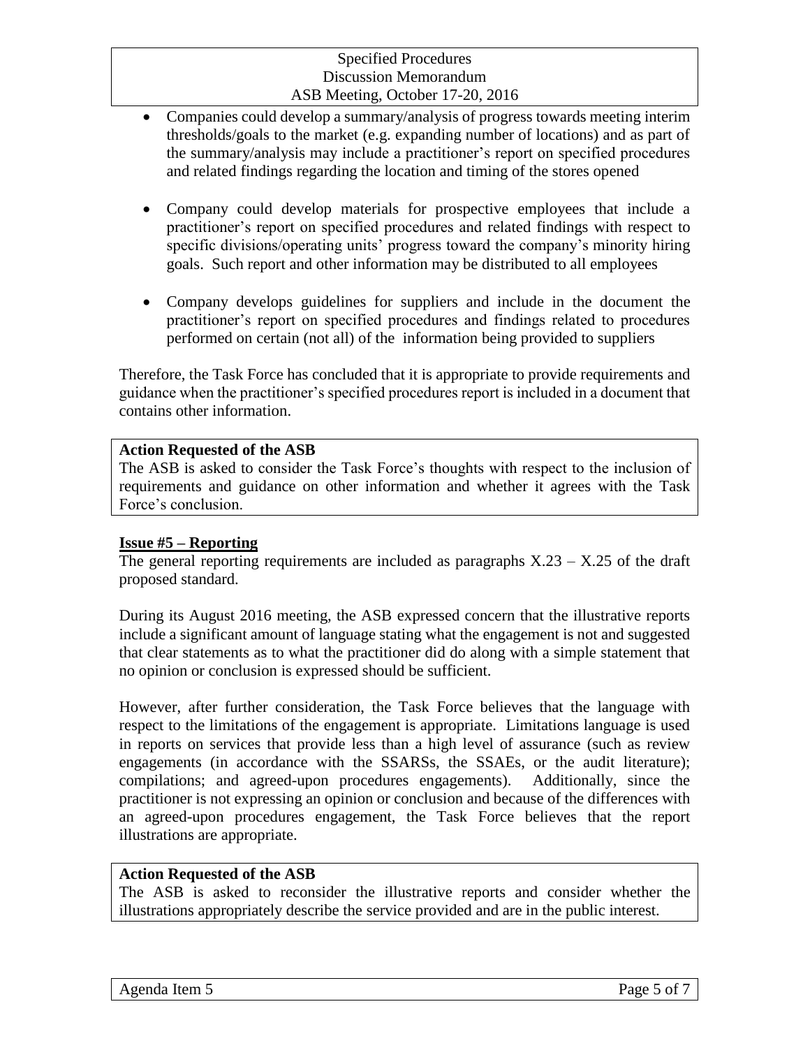- Companies could develop a summary/analysis of progress towards meeting interim thresholds/goals to the market (e.g. expanding number of locations) and as part of the summary/analysis may include a practitioner's report on specified procedures and related findings regarding the location and timing of the stores opened

- Company could develop materials for prospective employees that include a practitioner's report on specified procedures and related findings with respect to specific divisions/operating units' progress toward the company's minority hiring goals. Such report and other information may be distributed to all employees

- Company develops guidelines for suppliers and include in the document the practitioner's report on specified procedures and findings related to procedures performed on certain (not all) of the information being provided to suppliers

Therefore, the Task Force has concluded that it is appropriate to provide requirements and guidance when the practitioner's specified procedures report is included in a document that contains other information.

**Action Requested of the ASB**
The ASB is asked to consider the Task Force's thoughts with respect to the inclusion of requirements and guidance on other information and whether it agrees with the Task Force's conclusion.

**<u>Issue #5 – Reporting</u>**

The general reporting requirements are included as paragraphs X.23 – X.25 of the draft proposed standard.

During its August 2016 meeting, the ASB expressed concern that the illustrative reports include a significant amount of language stating what the engagement is not and suggested that clear statements as to what the practitioner did do along with a simple statement that no opinion or conclusion is expressed should be sufficient.

However, after further consideration, the Task Force believes that the language with respect to the limitations of the engagement is appropriate. Limitations language is used in reports on services that provide less than a high level of assurance (such as review engagements (in accordance with the SSARSs, the SSAEs, or the audit literature); compilations; and agreed-upon procedures engagements). Additionally, since the practitioner is not expressing an opinion or conclusion and because of the differences with an agreed-upon procedures engagement, the Task Force believes that the report illustrations are appropriate.

**Action Requested of the ASB**
The ASB is asked to reconsider the illustrative reports and consider whether the illustrations appropriately describe the service provided and are in the public interest.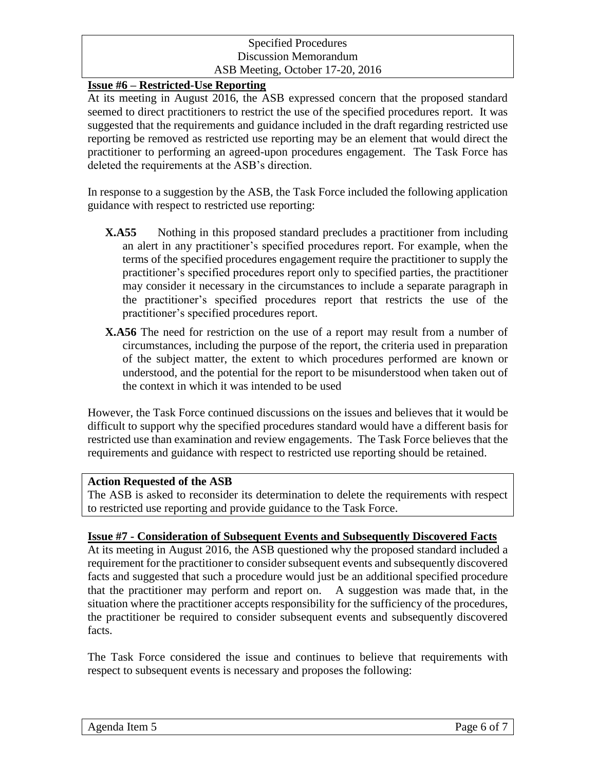**Issue #6 – Restricted-Use Reporting**

At its meeting in August 2016, the ASB expressed concern that the proposed standard seemed to direct practitioners to restrict the use of the specified procedures report. It was suggested that the requirements and guidance included in the draft regarding restricted use reporting be removed as restricted use reporting may be an element that would direct the practitioner to performing an agreed-upon procedures engagement. The Task Force has deleted the requirements at the ASB's direction.

In response to a suggestion by the ASB, the Task Force included the following application guidance with respect to restricted use reporting:

> **X.A55** Nothing in this proposed standard precludes a practitioner from including an alert in any practitioner's specified procedures report. For example, when the terms of the specified procedures engagement require the practitioner to supply the practitioner's specified procedures report only to specified parties, the practitioner may consider it necessary in the circumstances to include a separate paragraph in the practitioner's specified procedures report that restricts the use of the practitioner's specified procedures report.
>
> **X.A56** The need for restriction on the use of a report may result from a number of circumstances, including the purpose of the report, the criteria used in preparation of the subject matter, the extent to which procedures performed are known or understood, and the potential for the report to be misunderstood when taken out of the context in which it was intended to be used

However, the Task Force continued discussions on the issues and believes that it would be difficult to support why the specified procedures standard would have a different basis for restricted use than examination and review engagements. The Task Force believes that the requirements and guidance with respect to restricted use reporting should be retained.

**Action Requested of the ASB**

The ASB is asked to reconsider its determination to delete the requirements with respect to restricted use reporting and provide guidance to the Task Force.

**Issue #7 - Consideration of Subsequent Events and Subsequently Discovered Facts**

At its meeting in August 2016, the ASB questioned why the proposed standard included a requirement for the practitioner to consider subsequent events and subsequently discovered facts and suggested that such a procedure would just be an additional specified procedure that the practitioner may perform and report on. A suggestion was made that, in the situation where the practitioner accepts responsibility for the sufficiency of the procedures, the practitioner be required to consider subsequent events and subsequently discovered facts.

The Task Force considered the issue and continues to believe that requirements with respect to subsequent events is necessary and proposes the following: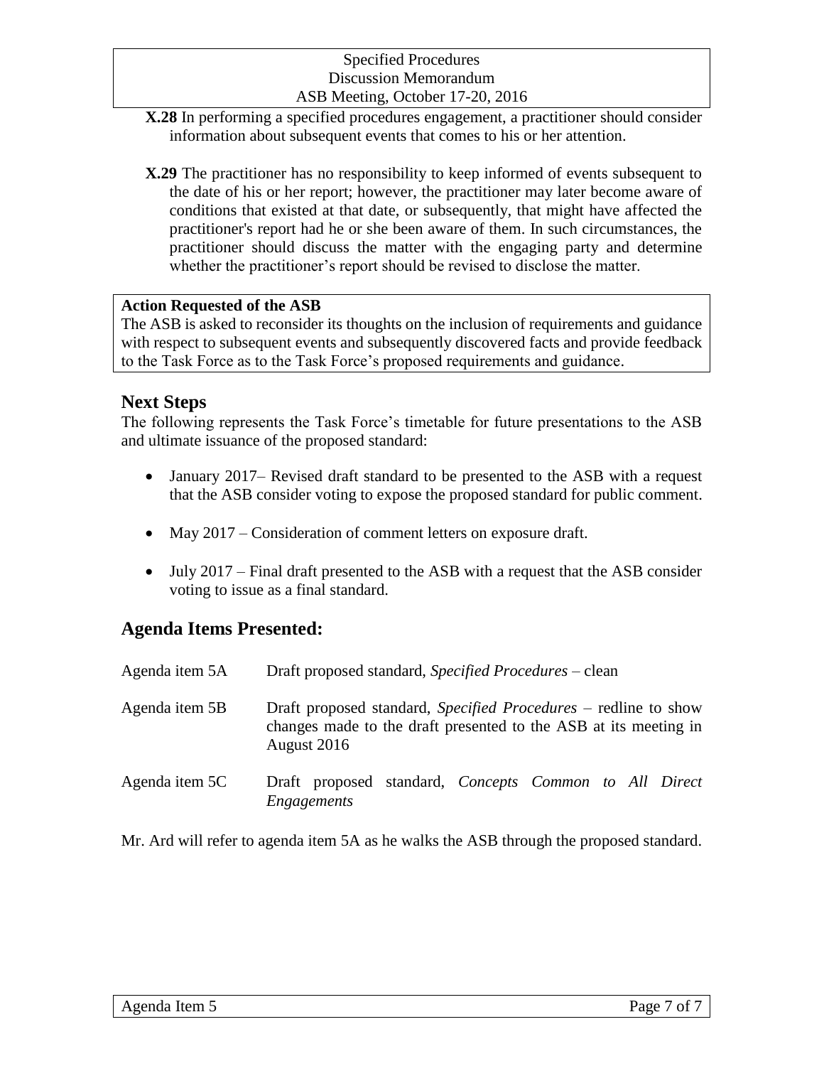**X.28** In performing a specified procedures engagement, a practitioner should consider information about subsequent events that comes to his or her attention.

**X.29** The practitioner has no responsibility to keep informed of events subsequent to the date of his or her report; however, the practitioner may later become aware of conditions that existed at that date, or subsequently, that might have affected the practitioner's report had he or she been aware of them. In such circumstances, the practitioner should discuss the matter with the engaging party and determine whether the practitioner's report should be revised to disclose the matter.

**Action Requested of the ASB**

The ASB is asked to reconsider its thoughts on the inclusion of requirements and guidance with respect to subsequent events and subsequently discovered facts and provide feedback to the Task Force as to the Task Force's proposed requirements and guidance.

## Next Steps

The following represents the Task Force's timetable for future presentations to the ASB and ultimate issuance of the proposed standard:

- January 2017– Revised draft standard to be presented to the ASB with a request that the ASB consider voting to expose the proposed standard for public comment.
- May 2017 – Consideration of comment letters on exposure draft.
- July 2017 – Final draft presented to the ASB with a request that the ASB consider voting to issue as a final standard.

## Agenda Items Presented:

| | |
|---|---|
| Agenda item 5A | Draft proposed standard, *Specified Procedures* – clean |
| Agenda item 5B | Draft proposed standard, *Specified Procedures* – redline to show changes made to the draft presented to the ASB at its meeting in August 2016 |
| Agenda item 5C | Draft proposed standard, *Concepts Common to All Direct Engagements* |

Mr. Ard will refer to agenda item 5A as he walks the ASB through the proposed standard.